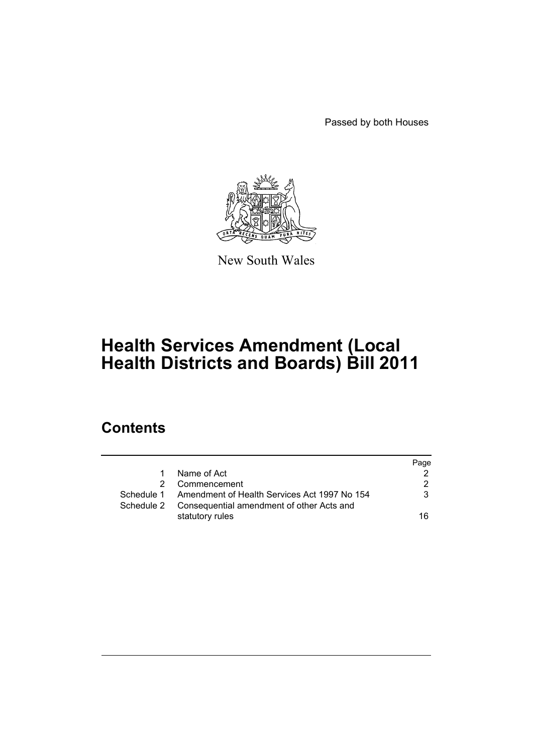Passed by both Houses

New South Wales

# Health Services Amendment (Local Health Districts and Boards) Bill 2011

## Contents

| | | Page |
|---|---|---|
| 1 | Name of Act | 2 |
| 2 | Commencement | 2 |
| Schedule 1 | Amendment of Health Services Act 1997 No 154 | 3 |
| Schedule 2 | Consequential amendment of other Acts and statutory rules | 16 |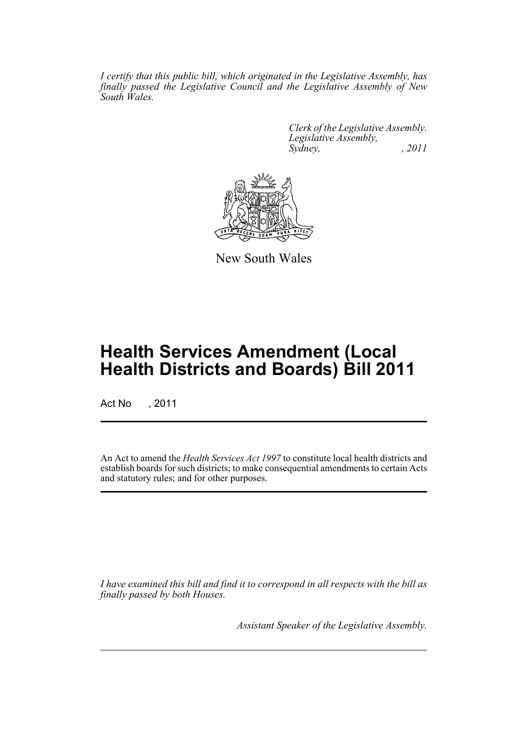*I certify that this public bill, which originated in the Legislative Assembly, has finally passed the Legislative Council and the Legislative Assembly of New South Wales.*

*Clerk of the Legislative Assembly.*
*Legislative Assembly,*
*Sydney, , 2011*

New South Wales

# Health Services Amendment (Local Health Districts and Boards) Bill 2011

Act No , 2011

An Act to amend the *Health Services Act 1997* to constitute local health districts and establish boards for such districts; to make consequential amendments to certain Acts and statutory rules; and for other purposes.

*I have examined this bill and find it to correspond in all respects with the bill as finally passed by both Houses.*

*Assistant Speaker of the Legislative Assembly.*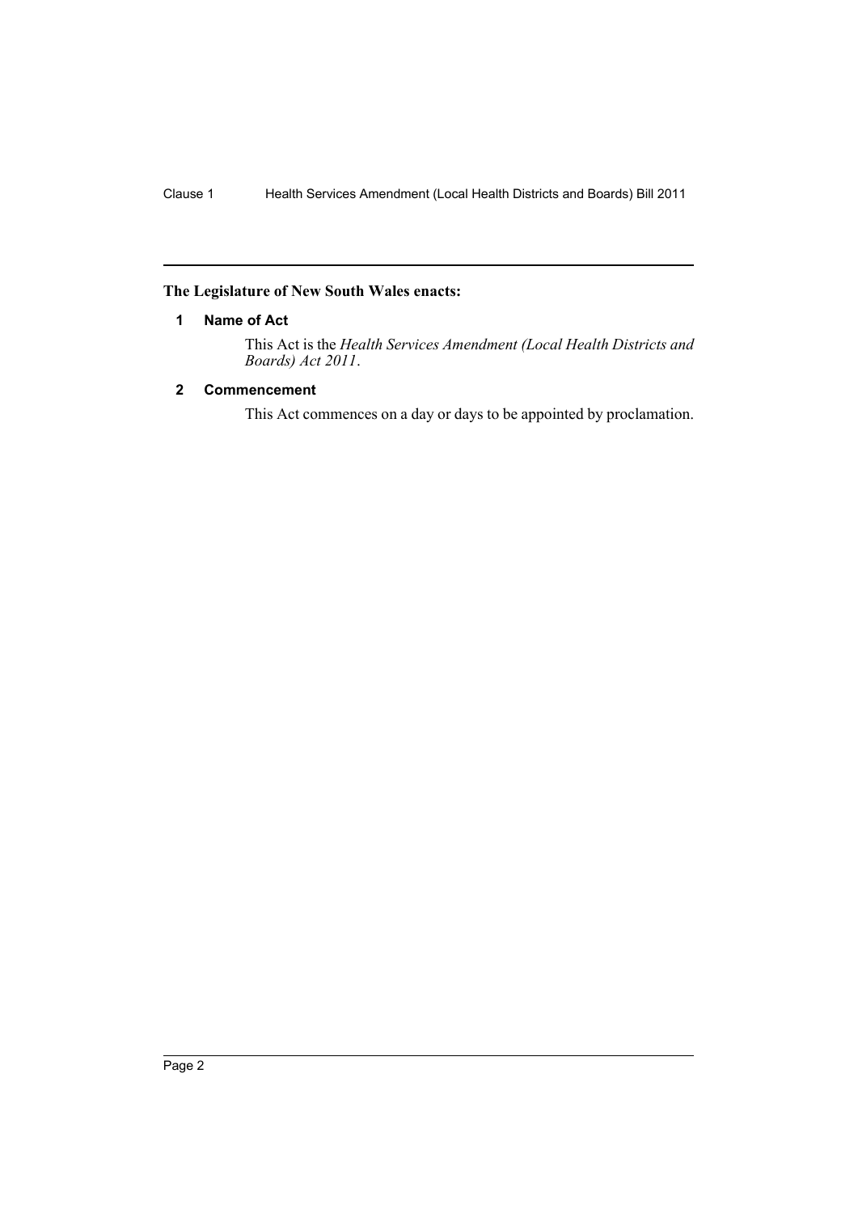**The Legislature of New South Wales enacts:**

## 1 Name of Act

This Act is the *Health Services Amendment (Local Health Districts and Boards) Act 2011*.

## 2 Commencement

This Act commences on a day or days to be appointed by proclamation.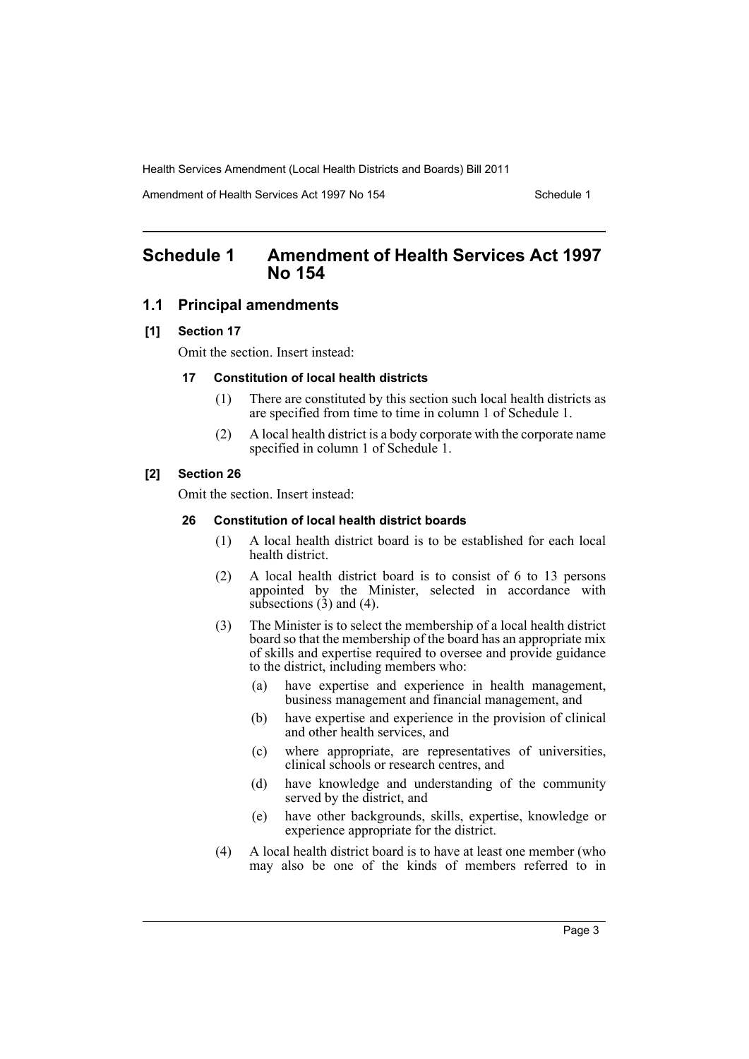# Schedule 1 Amendment of Health Services Act 1997 No 154

## 1.1 Principal amendments

### [1] Section 17

Omit the section. Insert instead:

#### 17 Constitution of local health districts

(1) There are constituted by this section such local health districts as are specified from time to time in column 1 of Schedule 1.

(2) A local health district is a body corporate with the corporate name specified in column 1 of Schedule 1.

### [2] Section 26

Omit the section. Insert instead:

#### 26 Constitution of local health district boards

(1) A local health district board is to be established for each local health district.

(2) A local health district board is to consist of 6 to 13 persons appointed by the Minister, selected in accordance with subsections (3) and (4).

(3) The Minister is to select the membership of a local health district board so that the membership of the board has an appropriate mix of skills and expertise required to oversee and provide guidance to the district, including members who:

- (a) have expertise and experience in health management, business management and financial management, and
- (b) have expertise and experience in the provision of clinical and other health services, and
- (c) where appropriate, are representatives of universities, clinical schools or research centres, and
- (d) have knowledge and understanding of the community served by the district, and
- (e) have other backgrounds, skills, expertise, knowledge or experience appropriate for the district.

(4) A local health district board is to have at least one member (who may also be one of the kinds of members referred to in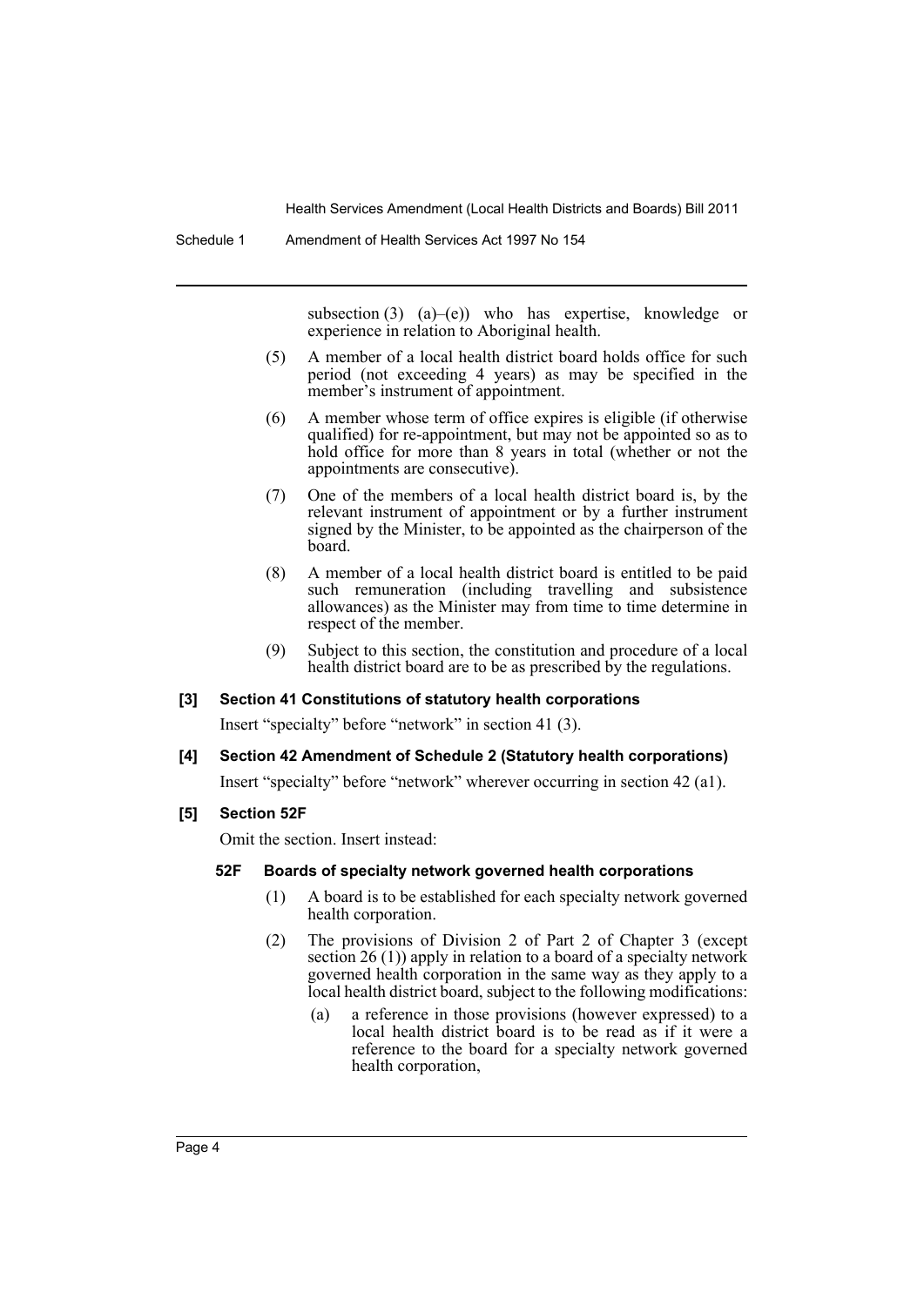subsection (3) (a)–(e)) who has expertise, knowledge or experience in relation to Aboriginal health.

(5) A member of a local health district board holds office for such period (not exceeding 4 years) as may be specified in the member's instrument of appointment.

(6) A member whose term of office expires is eligible (if otherwise qualified) for re-appointment, but may not be appointed so as to hold office for more than 8 years in total (whether or not the appointments are consecutive).

(7) One of the members of a local health district board is, by the relevant instrument of appointment or by a further instrument signed by the Minister, to be appointed as the chairperson of the board.

(8) A member of a local health district board is entitled to be paid such remuneration (including travelling and subsistence allowances) as the Minister may from time to time determine in respect of the member.

(9) Subject to this section, the constitution and procedure of a local health district board are to be as prescribed by the regulations.

### [3] Section 41 Constitutions of statutory health corporations

Insert "specialty" before "network" in section 41 (3).

### [4] Section 42 Amendment of Schedule 2 (Statutory health corporations)

Insert "specialty" before "network" wherever occurring in section 42 (a1).

### [5] Section 52F

Omit the section. Insert instead:

#### 52F Boards of specialty network governed health corporations

(1) A board is to be established for each specialty network governed health corporation.

(2) The provisions of Division 2 of Part 2 of Chapter 3 (except section 26 (1)) apply in relation to a board of a specialty network governed health corporation in the same way as they apply to a local health district board, subject to the following modifications:

(a) a reference in those provisions (however expressed) to a local health district board is to be read as if it were a reference to the board for a specialty network governed health corporation,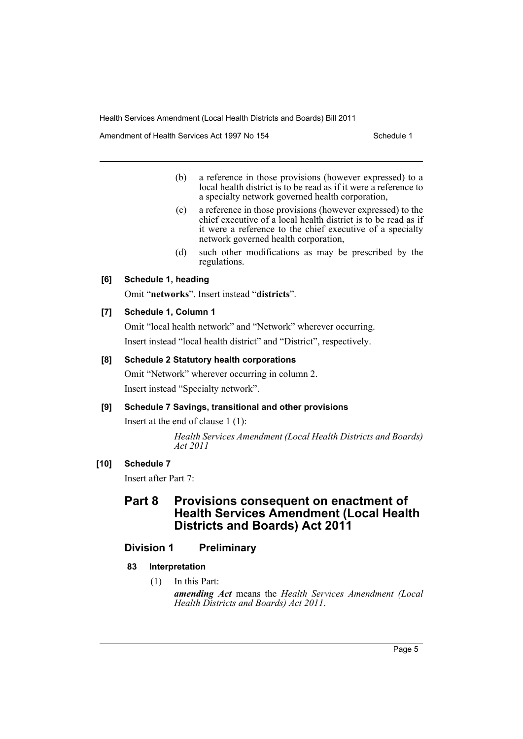(b) a reference in those provisions (however expressed) to a local health district is to be read as if it were a reference to a specialty network governed health corporation,

(c) a reference in those provisions (however expressed) to the chief executive of a local health district is to be read as if it were a reference to the chief executive of a specialty network governed health corporation,

(d) such other modifications as may be prescribed by the regulations.

**[6] Schedule 1, heading**

Omit "**networks**". Insert instead "**districts**".

**[7] Schedule 1, Column 1**

Omit "local health network" and "Network" wherever occurring.

Insert instead "local health district" and "District", respectively.

**[8] Schedule 2 Statutory health corporations**

Omit "Network" wherever occurring in column 2.

Insert instead "Specialty network".

**[9] Schedule 7 Savings, transitional and other provisions**

Insert at the end of clause 1 (1):

*Health Services Amendment (Local Health Districts and Boards) Act 2011*

**[10] Schedule 7**

Insert after Part 7:

## Part 8 Provisions consequent on enactment of Health Services Amendment (Local Health Districts and Boards) Act 2011

### Division 1 Preliminary

#### 83 Interpretation

(1) In this Part:

***amending Act*** means the *Health Services Amendment (Local Health Districts and Boards) Act 2011*.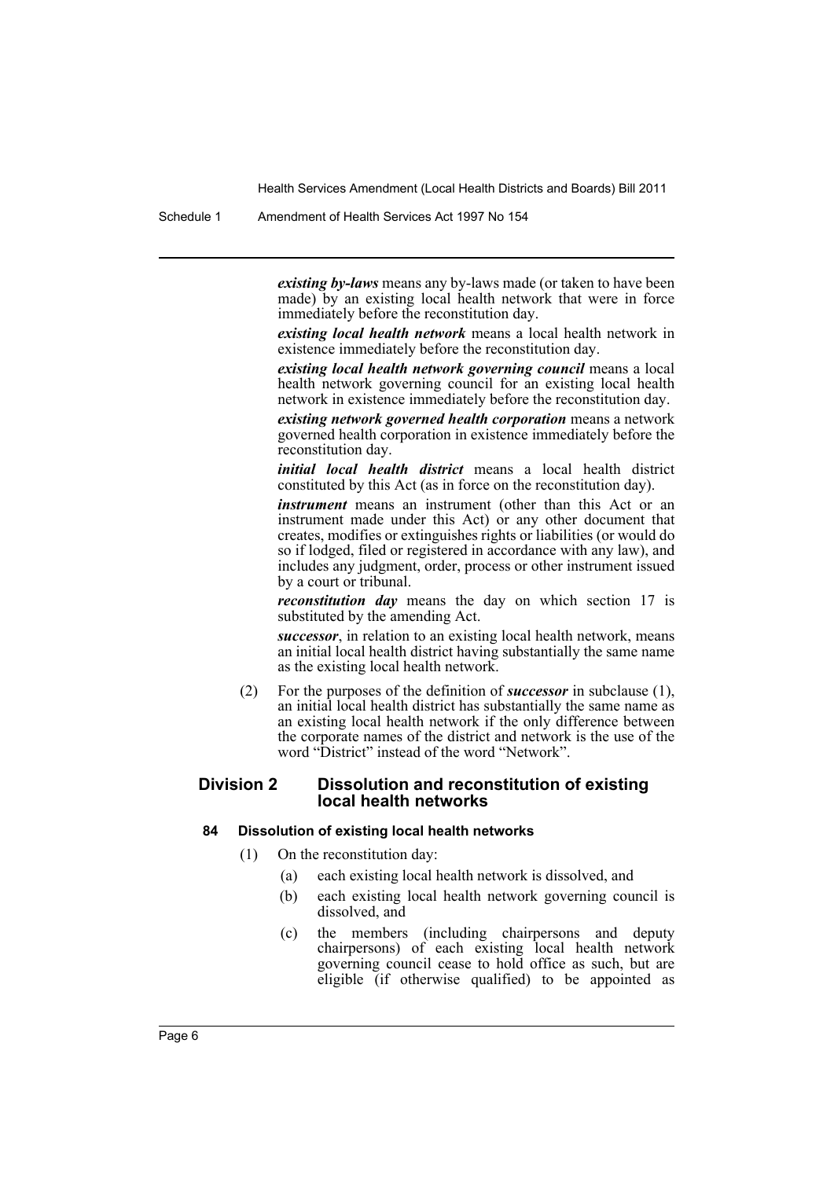***existing by-laws*** means any by-laws made (or taken to have been made) by an existing local health network that were in force immediately before the reconstitution day.

***existing local health network*** means a local health network in existence immediately before the reconstitution day.

***existing local health network governing council*** means a local health network governing council for an existing local health network in existence immediately before the reconstitution day.

***existing network governed health corporation*** means a network governed health corporation in existence immediately before the reconstitution day.

***initial local health district*** means a local health district constituted by this Act (as in force on the reconstitution day).

***instrument*** means an instrument (other than this Act or an instrument made under this Act) or any other document that creates, modifies or extinguishes rights or liabilities (or would do so if lodged, filed or registered in accordance with any law), and includes any judgment, order, process or other instrument issued by a court or tribunal.

***reconstitution day*** means the day on which section 17 is substituted by the amending Act.

***successor***, in relation to an existing local health network, means an initial local health district having substantially the same name as the existing local health network.

(2) For the purposes of the definition of ***successor*** in subclause (1), an initial local health district has substantially the same name as an existing local health network if the only difference between the corporate names of the district and network is the use of the word "District" instead of the word "Network".

## Division 2 Dissolution and reconstitution of existing local health networks

### 84 Dissolution of existing local health networks

(1) On the reconstitution day:

- (a) each existing local health network is dissolved, and
- (b) each existing local health network governing council is dissolved, and
- (c) the members (including chairpersons and deputy chairpersons) of each existing local health network governing council cease to hold office as such, but are eligible (if otherwise qualified) to be appointed as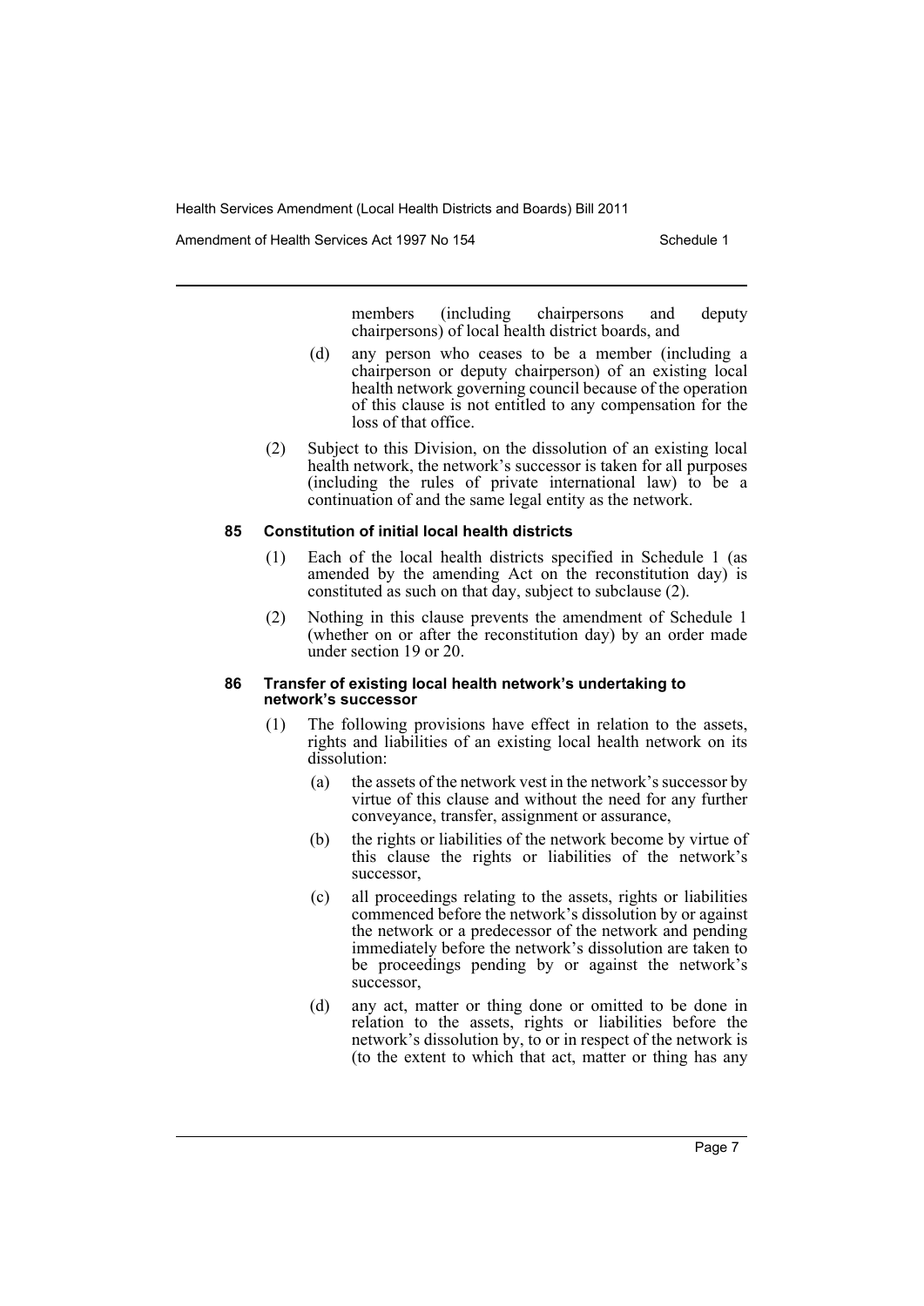members (including chairpersons and deputy chairpersons) of local health district boards, and

(d) any person who ceases to be a member (including a chairperson or deputy chairperson) of an existing local health network governing council because of the operation of this clause is not entitled to any compensation for the loss of that office.

(2) Subject to this Division, on the dissolution of an existing local health network, the network's successor is taken for all purposes (including the rules of private international law) to be a continuation of and the same legal entity as the network.

#### 85 Constitution of initial local health districts

(1) Each of the local health districts specified in Schedule 1 (as amended by the amending Act on the reconstitution day) is constituted as such on that day, subject to subclause (2).

(2) Nothing in this clause prevents the amendment of Schedule 1 (whether on or after the reconstitution day) by an order made under section 19 or 20.

#### 86 Transfer of existing local health network's undertaking to network's successor

(1) The following provisions have effect in relation to the assets, rights and liabilities of an existing local health network on its dissolution:

(a) the assets of the network vest in the network's successor by virtue of this clause and without the need for any further conveyance, transfer, assignment or assurance,

(b) the rights or liabilities of the network become by virtue of this clause the rights or liabilities of the network's successor,

(c) all proceedings relating to the assets, rights or liabilities commenced before the network's dissolution by or against the network or a predecessor of the network and pending immediately before the network's dissolution are taken to be proceedings pending by or against the network's successor,

(d) any act, matter or thing done or omitted to be done in relation to the assets, rights or liabilities before the network's dissolution by, to or in respect of the network is (to the extent to which that act, matter or thing has any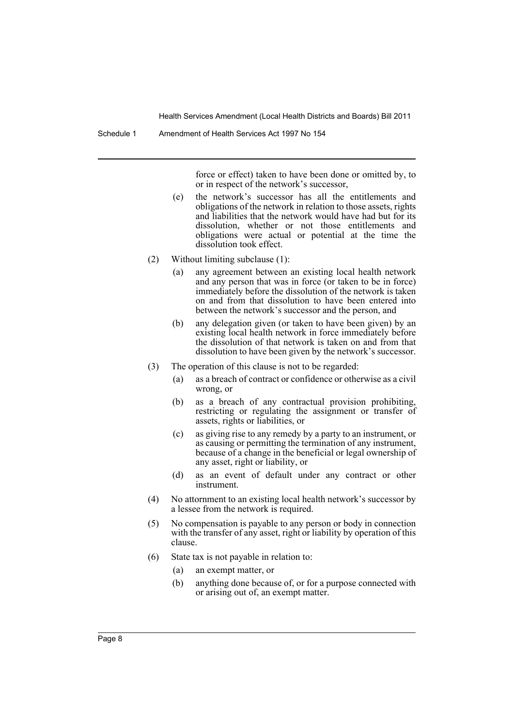force or effect) taken to have been done or omitted by, to or in respect of the network's successor,

(e) the network's successor has all the entitlements and obligations of the network in relation to those assets, rights and liabilities that the network would have had but for its dissolution, whether or not those entitlements and obligations were actual or potential at the time the dissolution took effect.

(2) Without limiting subclause (1):

(a) any agreement between an existing local health network and any person that was in force (or taken to be in force) immediately before the dissolution of the network is taken on and from that dissolution to have been entered into between the network's successor and the person, and

(b) any delegation given (or taken to have been given) by an existing local health network in force immediately before the dissolution of that network is taken on and from that dissolution to have been given by the network's successor.

(3) The operation of this clause is not to be regarded:

(a) as a breach of contract or confidence or otherwise as a civil wrong, or

(b) as a breach of any contractual provision prohibiting, restricting or regulating the assignment or transfer of assets, rights or liabilities, or

(c) as giving rise to any remedy by a party to an instrument, or as causing or permitting the termination of any instrument, because of a change in the beneficial or legal ownership of any asset, right or liability, or

(d) as an event of default under any contract or other instrument.

(4) No attornment to an existing local health network's successor by a lessee from the network is required.

(5) No compensation is payable to any person or body in connection with the transfer of any asset, right or liability by operation of this clause.

(6) State tax is not payable in relation to:

(a) an exempt matter, or

(b) anything done because of, or for a purpose connected with or arising out of, an exempt matter.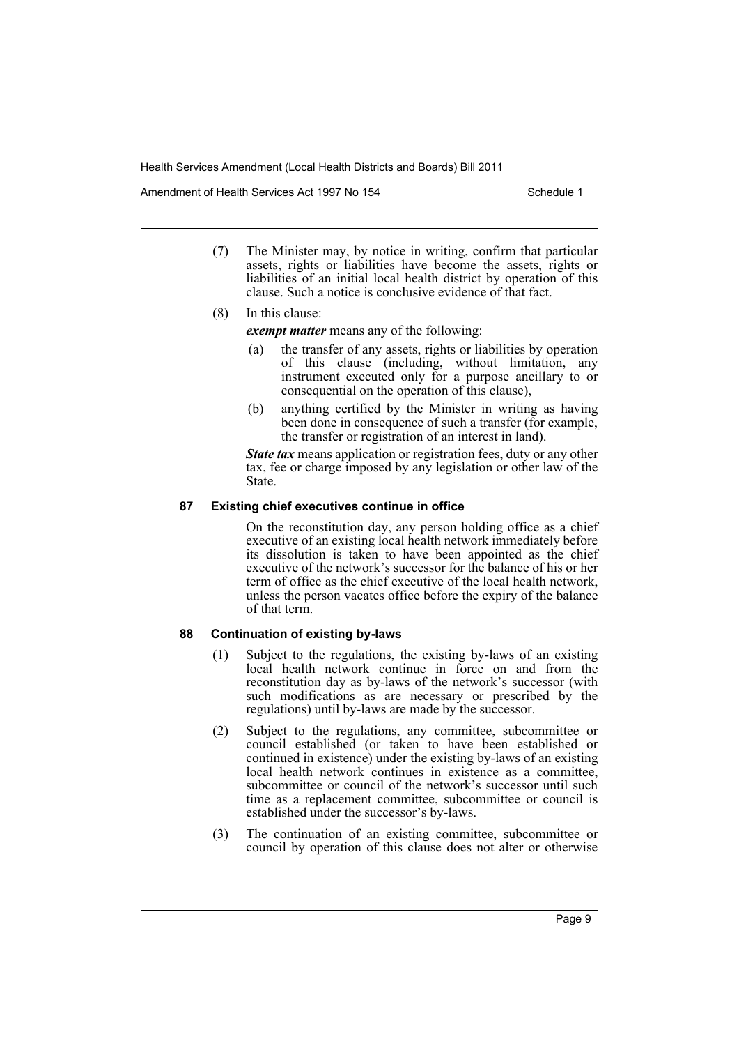(7) The Minister may, by notice in writing, confirm that particular assets, rights or liabilities have become the assets, rights or liabilities of an initial local health district by operation of this clause. Such a notice is conclusive evidence of that fact.

(8) In this clause:

***exempt matter*** means any of the following:

(a) the transfer of any assets, rights or liabilities by operation of this clause (including, without limitation, any instrument executed only for a purpose ancillary to or consequential on the operation of this clause),

(b) anything certified by the Minister in writing as having been done in consequence of such a transfer (for example, the transfer or registration of an interest in land).

***State tax*** means application or registration fees, duty or any other tax, fee or charge imposed by any legislation or other law of the State.

#### 87 Existing chief executives continue in office

On the reconstitution day, any person holding office as a chief executive of an existing local health network immediately before its dissolution is taken to have been appointed as the chief executive of the network's successor for the balance of his or her term of office as the chief executive of the local health network, unless the person vacates office before the expiry of the balance of that term.

#### 88 Continuation of existing by-laws

(1) Subject to the regulations, the existing by-laws of an existing local health network continue in force on and from the reconstitution day as by-laws of the network's successor (with such modifications as are necessary or prescribed by the regulations) until by-laws are made by the successor.

(2) Subject to the regulations, any committee, subcommittee or council established (or taken to have been established or continued in existence) under the existing by-laws of an existing local health network continues in existence as a committee, subcommittee or council of the network's successor until such time as a replacement committee, subcommittee or council is established under the successor's by-laws.

(3) The continuation of an existing committee, subcommittee or council by operation of this clause does not alter or otherwise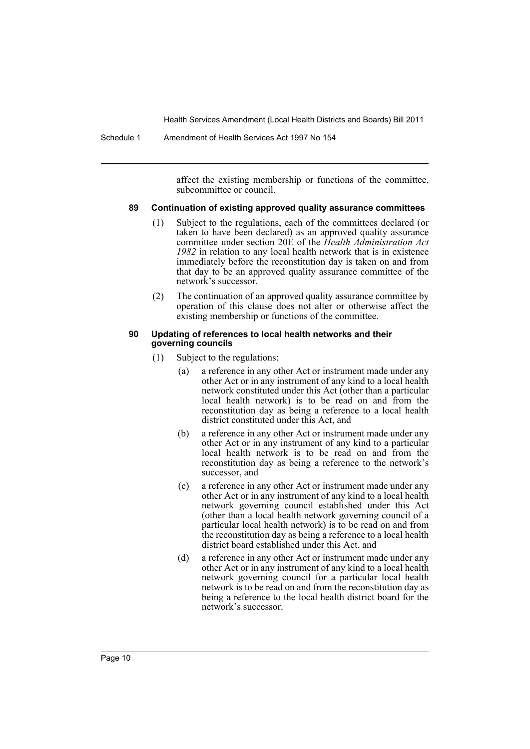affect the existing membership or functions of the committee, subcommittee or council.

#### 89 Continuation of existing approved quality assurance committees

(1) Subject to the regulations, each of the committees declared (or taken to have been declared) as an approved quality assurance committee under section 20E of the *Health Administration Act 1982* in relation to any local health network that is in existence immediately before the reconstitution day is taken on and from that day to be an approved quality assurance committee of the network's successor.

(2) The continuation of an approved quality assurance committee by operation of this clause does not alter or otherwise affect the existing membership or functions of the committee.

#### 90 Updating of references to local health networks and their governing councils

(1) Subject to the regulations:

(a) a reference in any other Act or instrument made under any other Act or in any instrument of any kind to a local health network constituted under this Act (other than a particular local health network) is to be read on and from the reconstitution day as being a reference to a local health district constituted under this Act, and

(b) a reference in any other Act or instrument made under any other Act or in any instrument of any kind to a particular local health network is to be read on and from the reconstitution day as being a reference to the network's successor, and

(c) a reference in any other Act or instrument made under any other Act or in any instrument of any kind to a local health network governing council established under this Act (other than a local health network governing council of a particular local health network) is to be read on and from the reconstitution day as being a reference to a local health district board established under this Act, and

(d) a reference in any other Act or instrument made under any other Act or in any instrument of any kind to a local health network governing council for a particular local health network is to be read on and from the reconstitution day as being a reference to the local health district board for the network's successor.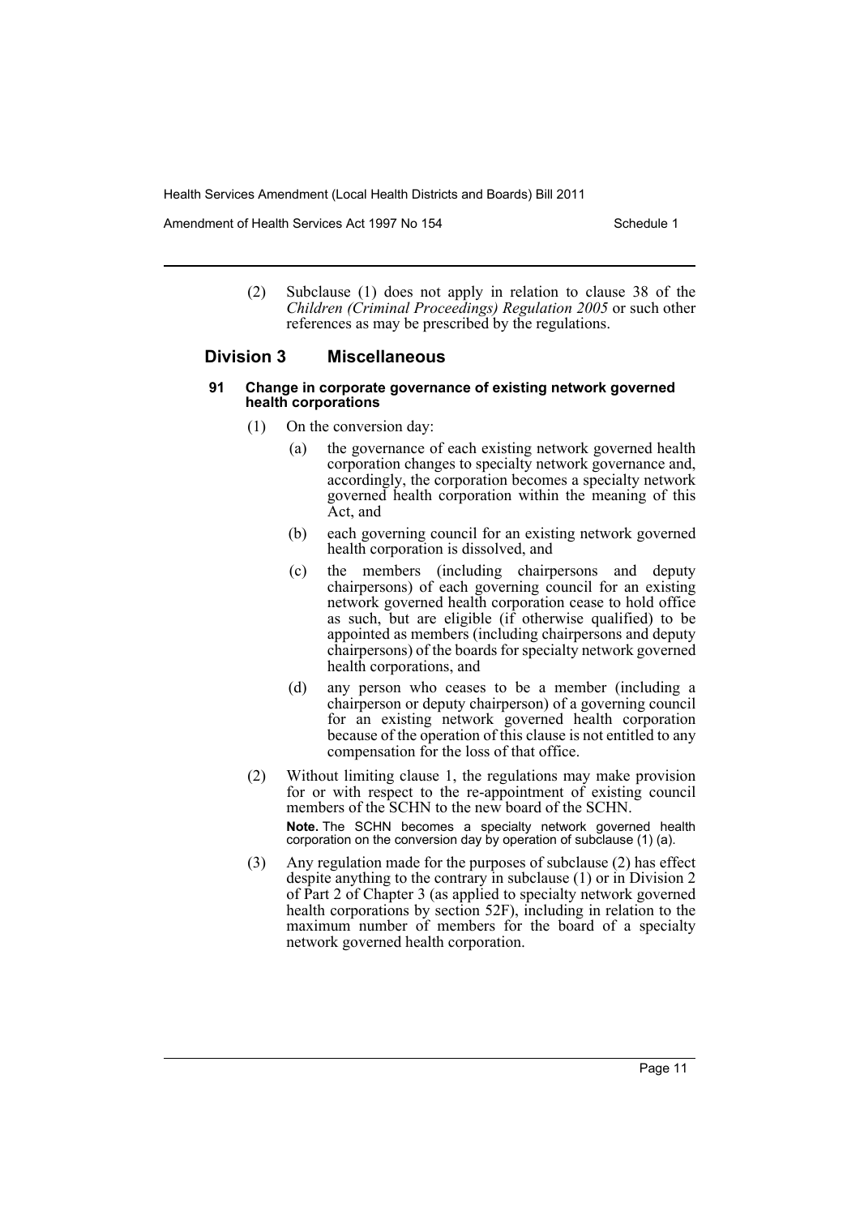(2) Subclause (1) does not apply in relation to clause 38 of the *Children (Criminal Proceedings) Regulation 2005* or such other references as may be prescribed by the regulations.

## Division 3 Miscellaneous

### 91 Change in corporate governance of existing network governed health corporations

(1) On the conversion day:

(a) the governance of each existing network governed health corporation changes to specialty network governance and, accordingly, the corporation becomes a specialty network governed health corporation within the meaning of this Act, and

(b) each governing council for an existing network governed health corporation is dissolved, and

(c) the members (including chairpersons and deputy chairpersons) of each governing council for an existing network governed health corporation cease to hold office as such, but are eligible (if otherwise qualified) to be appointed as members (including chairpersons and deputy chairpersons) of the boards for specialty network governed health corporations, and

(d) any person who ceases to be a member (including a chairperson or deputy chairperson) of a governing council for an existing network governed health corporation because of the operation of this clause is not entitled to any compensation for the loss of that office.

(2) Without limiting clause 1, the regulations may make provision for or with respect to the re-appointment of existing council members of the SCHN to the new board of the SCHN.

**Note.** The SCHN becomes a specialty network governed health corporation on the conversion day by operation of subclause (1) (a).

(3) Any regulation made for the purposes of subclause (2) has effect despite anything to the contrary in subclause (1) or in Division 2 of Part 2 of Chapter 3 (as applied to specialty network governed health corporations by section 52F), including in relation to the maximum number of members for the board of a specialty network governed health corporation.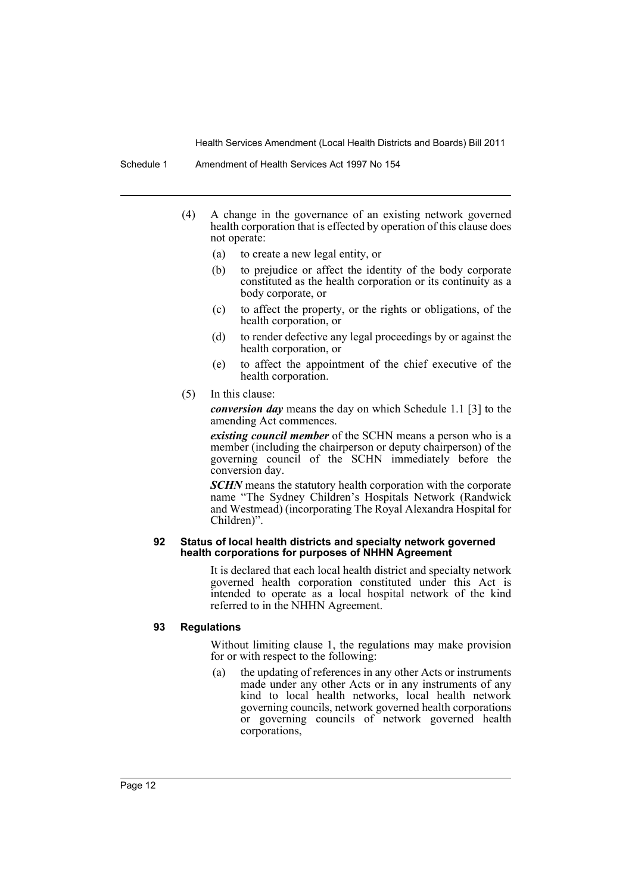(4) A change in the governance of an existing network governed health corporation that is effected by operation of this clause does not operate:

- (a) to create a new legal entity, or
- (b) to prejudice or affect the identity of the body corporate constituted as the health corporation or its continuity as a body corporate, or
- (c) to affect the property, or the rights or obligations, of the health corporation, or
- (d) to render defective any legal proceedings by or against the health corporation, or
- (e) to affect the appointment of the chief executive of the health corporation.

(5) In this clause:

***conversion day*** means the day on which Schedule 1.1 [3] to the amending Act commences.

***existing council member*** of the SCHN means a person who is a member (including the chairperson or deputy chairperson) of the governing council of the SCHN immediately before the conversion day.

***SCHN*** means the statutory health corporation with the corporate name "The Sydney Children's Hospitals Network (Randwick and Westmead) (incorporating The Royal Alexandra Hospital for Children)".

#### 92 Status of local health districts and specialty network governed health corporations for purposes of NHHN Agreement

It is declared that each local health district and specialty network governed health corporation constituted under this Act is intended to operate as a local hospital network of the kind referred to in the NHHN Agreement.

#### 93 Regulations

Without limiting clause 1, the regulations may make provision for or with respect to the following:

- (a) the updating of references in any other Acts or instruments made under any other Acts or in any instruments of any kind to local health networks, local health network governing councils, network governed health corporations or governing councils of network governed health corporations,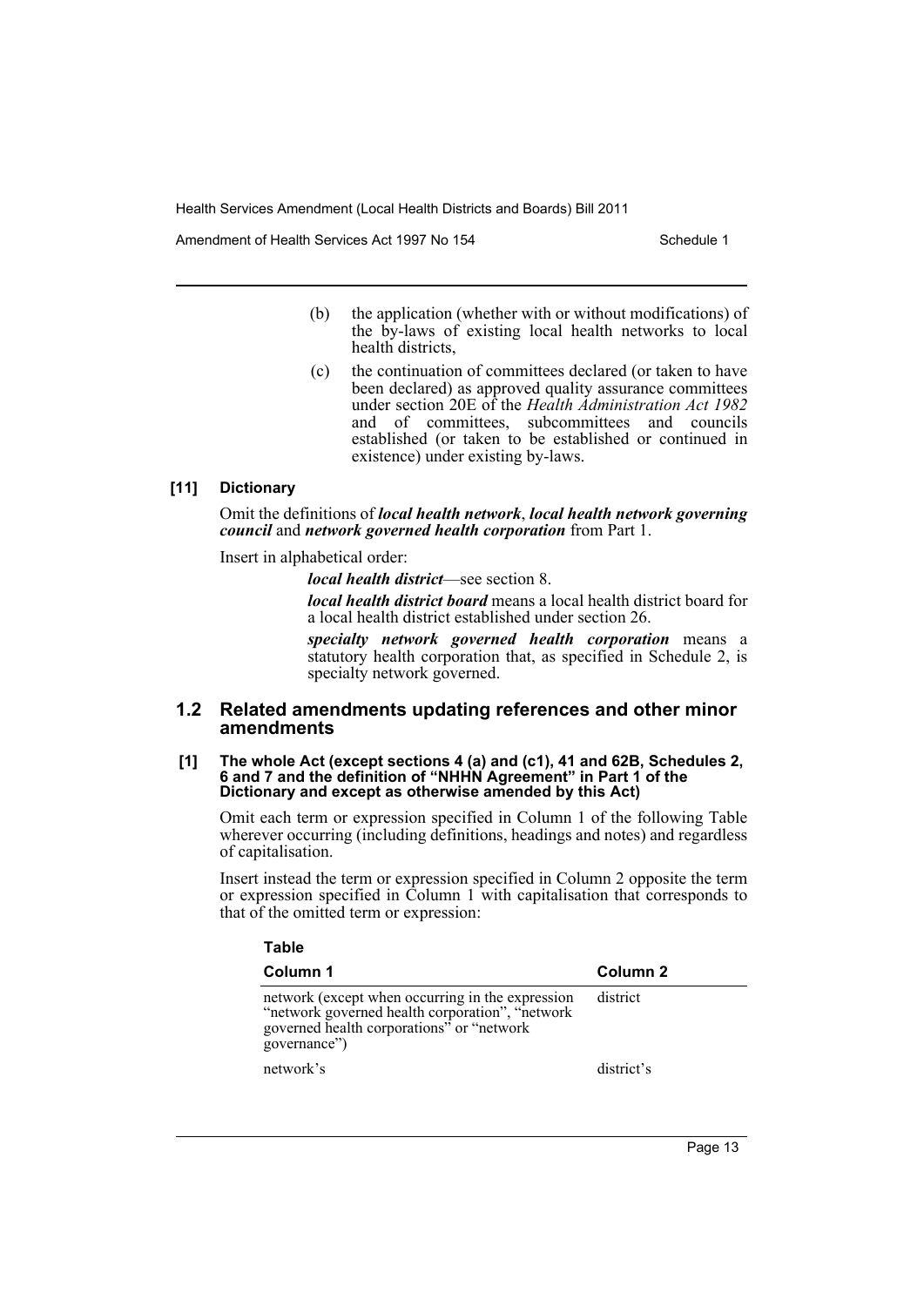(b) the application (whether with or without modifications) of the by-laws of existing local health networks to local health districts,

(c) the continuation of committees declared (or taken to have been declared) as approved quality assurance committees under section 20E of the *Health Administration Act 1982* and of committees, subcommittees and councils established (or taken to be established or continued in existence) under existing by-laws.

#### [11] Dictionary

Omit the definitions of ***local health network***, ***local health network governing council*** and ***network governed health corporation*** from Part 1.

Insert in alphabetical order:

> ***local health district***—see section 8.
>
> ***local health district board*** means a local health district board for a local health district established under section 26.
>
> ***specialty network governed health corporation*** means a statutory health corporation that, as specified in Schedule 2, is specialty network governed.

## 1.2 Related amendments updating references and other minor amendments

#### [1] The whole Act (except sections 4 (a) and (c1), 41 and 62B, Schedules 2, 6 and 7 and the definition of "NHHN Agreement" in Part 1 of the Dictionary and except as otherwise amended by this Act)

Omit each term or expression specified in Column 1 of the following Table wherever occurring (including definitions, headings and notes) and regardless of capitalisation.

Insert instead the term or expression specified in Column 2 opposite the term or expression specified in Column 1 with capitalisation that corresponds to that of the omitted term or expression:

**Table**

| Column 1 | Column 2 |
|---|---|
| network (except when occurring in the expression "network governed health corporation", "network governed health corporations" or "network governance") | district |
| network's | district's |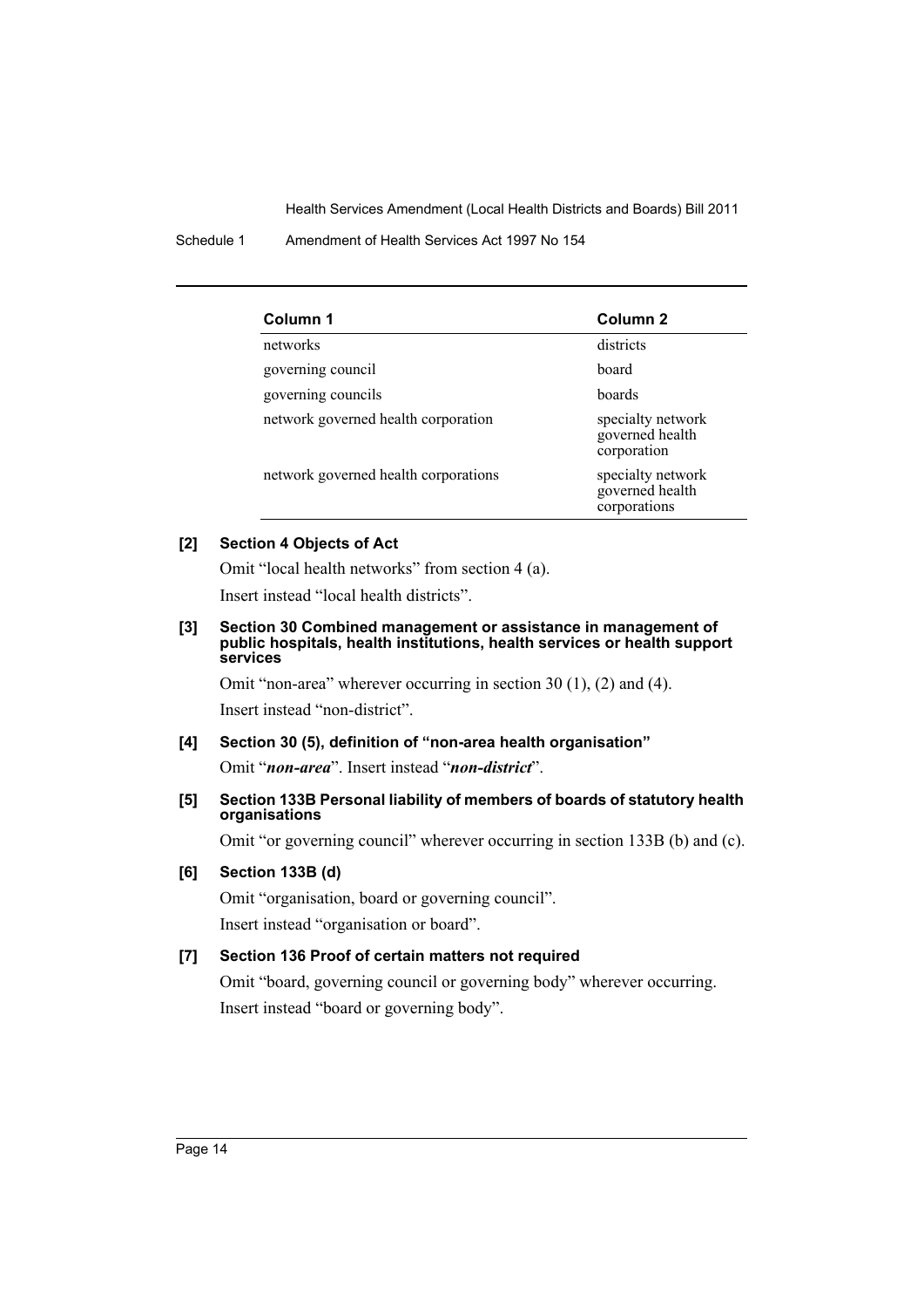| Column 1 | Column 2 |
|---|---|
| networks | districts |
| governing council | board |
| governing councils | boards |
| network governed health corporation | specialty network governed health corporation |
| network governed health corporations | specialty network governed health corporations |

**[2] Section 4 Objects of Act**

Omit "local health networks" from section 4 (a).

Insert instead "local health districts".

**[3] Section 30 Combined management or assistance in management of public hospitals, health institutions, health services or health support services**

Omit "non-area" wherever occurring in section 30 (1), (2) and (4).

Insert instead "non-district".

**[4] Section 30 (5), definition of "non-area health organisation"**

Omit "***non-area***". Insert instead "***non-district***".

**[5] Section 133B Personal liability of members of boards of statutory health organisations**

Omit "or governing council" wherever occurring in section 133B (b) and (c).

**[6] Section 133B (d)**

Omit "organisation, board or governing council".

Insert instead "organisation or board".

**[7] Section 136 Proof of certain matters not required**

Omit "board, governing council or governing body" wherever occurring.

Insert instead "board or governing body".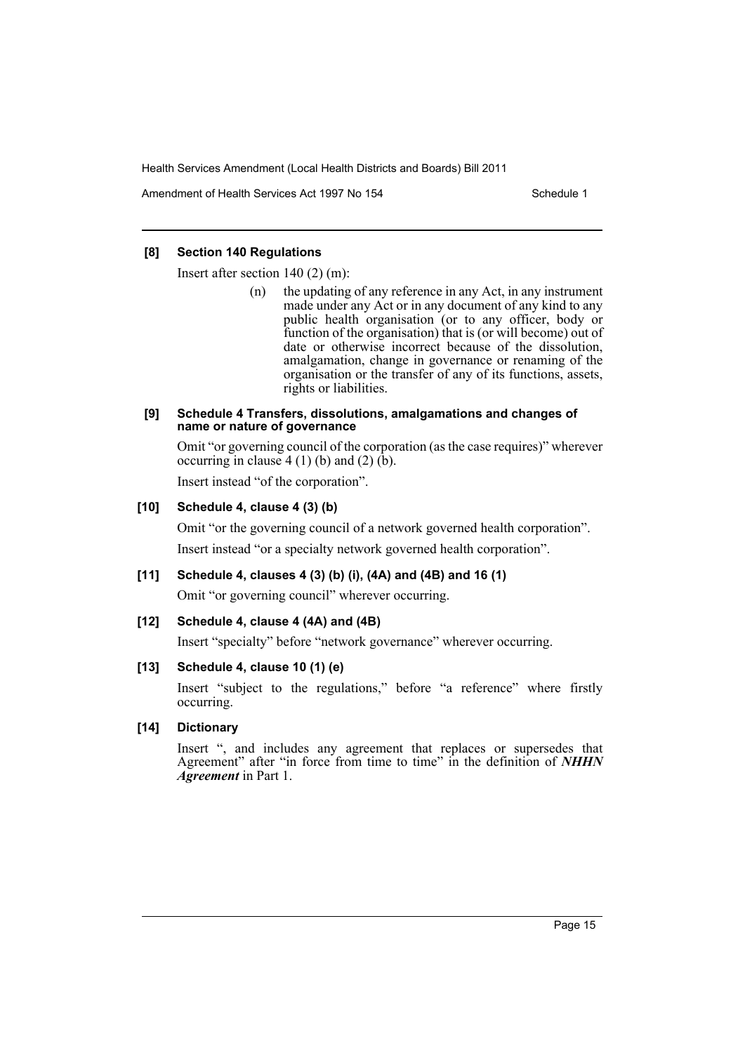### [8] Section 140 Regulations

Insert after section 140 (2) (m):

> (n) the updating of any reference in any Act, in any instrument made under any Act or in any document of any kind to any public health organisation (or to any officer, body or function of the organisation) that is (or will become) out of date or otherwise incorrect because of the dissolution, amalgamation, change in governance or renaming of the organisation or the transfer of any of its functions, assets, rights or liabilities.

### [9] Schedule 4 Transfers, dissolutions, amalgamations and changes of name or nature of governance

Omit "or governing council of the corporation (as the case requires)" wherever occurring in clause 4 (1) (b) and (2) (b).

Insert instead "of the corporation".

### [10] Schedule 4, clause 4 (3) (b)

Omit "or the governing council of a network governed health corporation".

Insert instead "or a specialty network governed health corporation".

### [11] Schedule 4, clauses 4 (3) (b) (i), (4A) and (4B) and 16 (1)

Omit "or governing council" wherever occurring.

### [12] Schedule 4, clause 4 (4A) and (4B)

Insert "specialty" before "network governance" wherever occurring.

### [13] Schedule 4, clause 10 (1) (e)

Insert "subject to the regulations," before "a reference" where firstly occurring.

### [14] Dictionary

Insert ", and includes any agreement that replaces or supersedes that Agreement" after "in force from time to time" in the definition of ***NHHN Agreement*** in Part 1.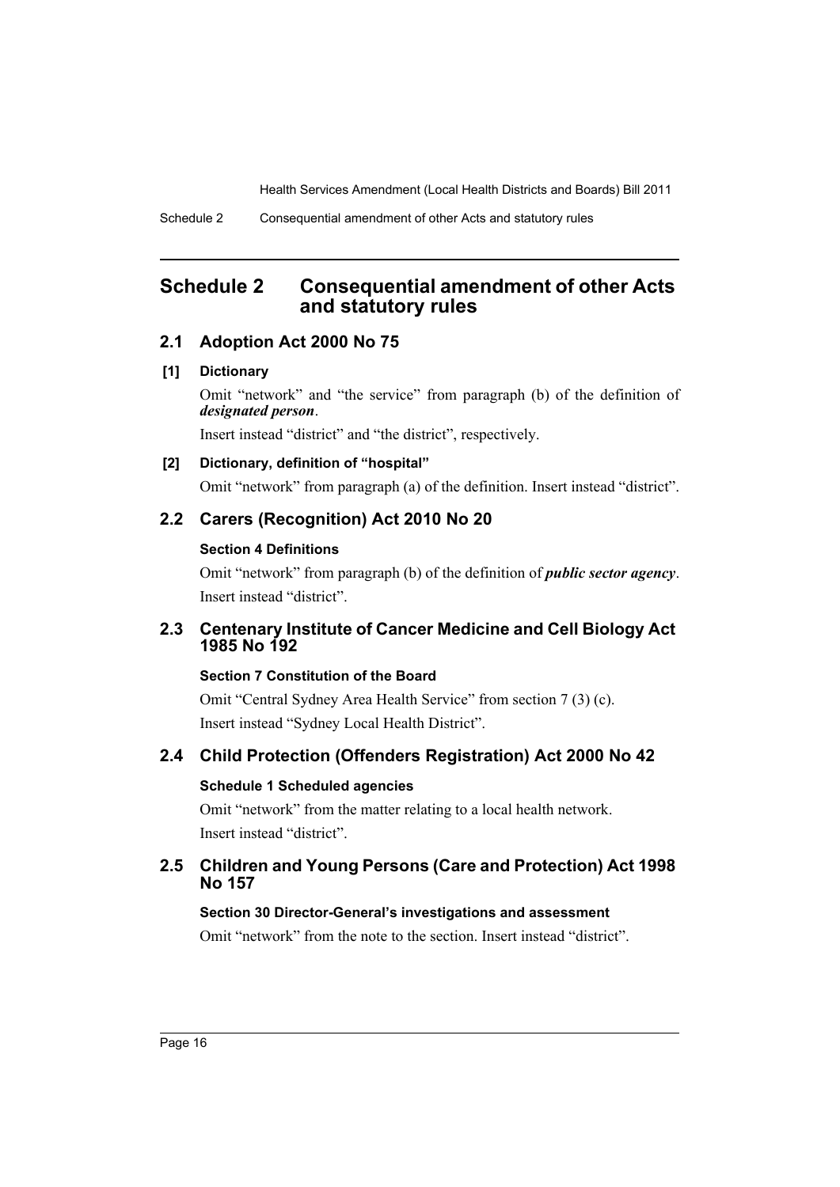# Schedule 2 Consequential amendment of other Acts and statutory rules

## 2.1 Adoption Act 2000 No 75

### [1] Dictionary

Omit "network" and "the service" from paragraph (b) of the definition of ***designated person***.

Insert instead "district" and "the district", respectively.

### [2] Dictionary, definition of "hospital"

Omit "network" from paragraph (a) of the definition. Insert instead "district".

## 2.2 Carers (Recognition) Act 2010 No 20

### Section 4 Definitions

Omit "network" from paragraph (b) of the definition of ***public sector agency***.

Insert instead "district".

## 2.3 Centenary Institute of Cancer Medicine and Cell Biology Act 1985 No 192

### Section 7 Constitution of the Board

Omit "Central Sydney Area Health Service" from section 7 (3) (c).

Insert instead "Sydney Local Health District".

## 2.4 Child Protection (Offenders Registration) Act 2000 No 42

### Schedule 1 Scheduled agencies

Omit "network" from the matter relating to a local health network.

Insert instead "district".

## 2.5 Children and Young Persons (Care and Protection) Act 1998 No 157

### Section 30 Director-General's investigations and assessment

Omit "network" from the note to the section. Insert instead "district".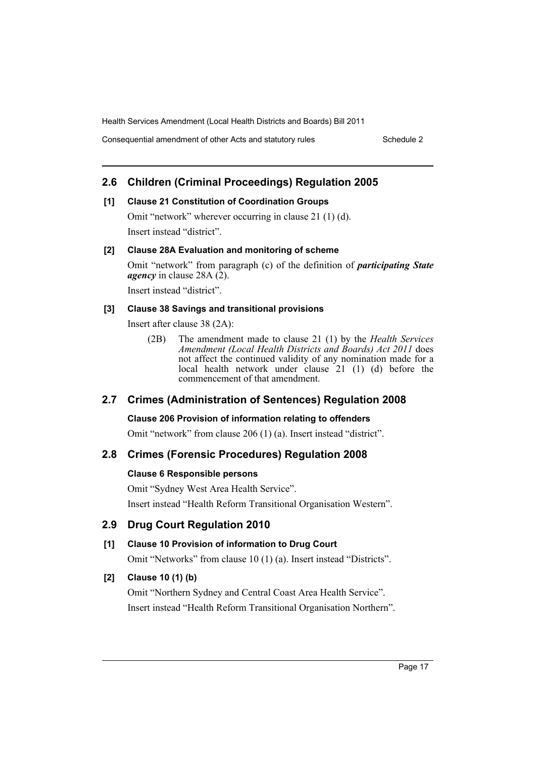## 2.6 Children (Criminal Proceedings) Regulation 2005

### [1] Clause 21 Constitution of Coordination Groups

Omit "network" wherever occurring in clause 21 (1) (d).

Insert instead "district".

### [2] Clause 28A Evaluation and monitoring of scheme

Omit "network" from paragraph (c) of the definition of ***participating State agency*** in clause 28A (2).

Insert instead "district".

### [3] Clause 38 Savings and transitional provisions

Insert after clause 38 (2A):

> (2B) The amendment made to clause 21 (1) by the *Health Services Amendment (Local Health Districts and Boards) Act 2011* does not affect the continued validity of any nomination made for a local health network under clause 21 (1) (d) before the commencement of that amendment.

## 2.7 Crimes (Administration of Sentences) Regulation 2008

### Clause 206 Provision of information relating to offenders

Omit "network" from clause 206 (1) (a). Insert instead "district".

## 2.8 Crimes (Forensic Procedures) Regulation 2008

### Clause 6 Responsible persons

Omit "Sydney West Area Health Service".

Insert instead "Health Reform Transitional Organisation Western".

## 2.9 Drug Court Regulation 2010

### [1] Clause 10 Provision of information to Drug Court

Omit "Networks" from clause 10 (1) (a). Insert instead "Districts".

### [2] Clause 10 (1) (b)

Omit "Northern Sydney and Central Coast Area Health Service".

Insert instead "Health Reform Transitional Organisation Northern".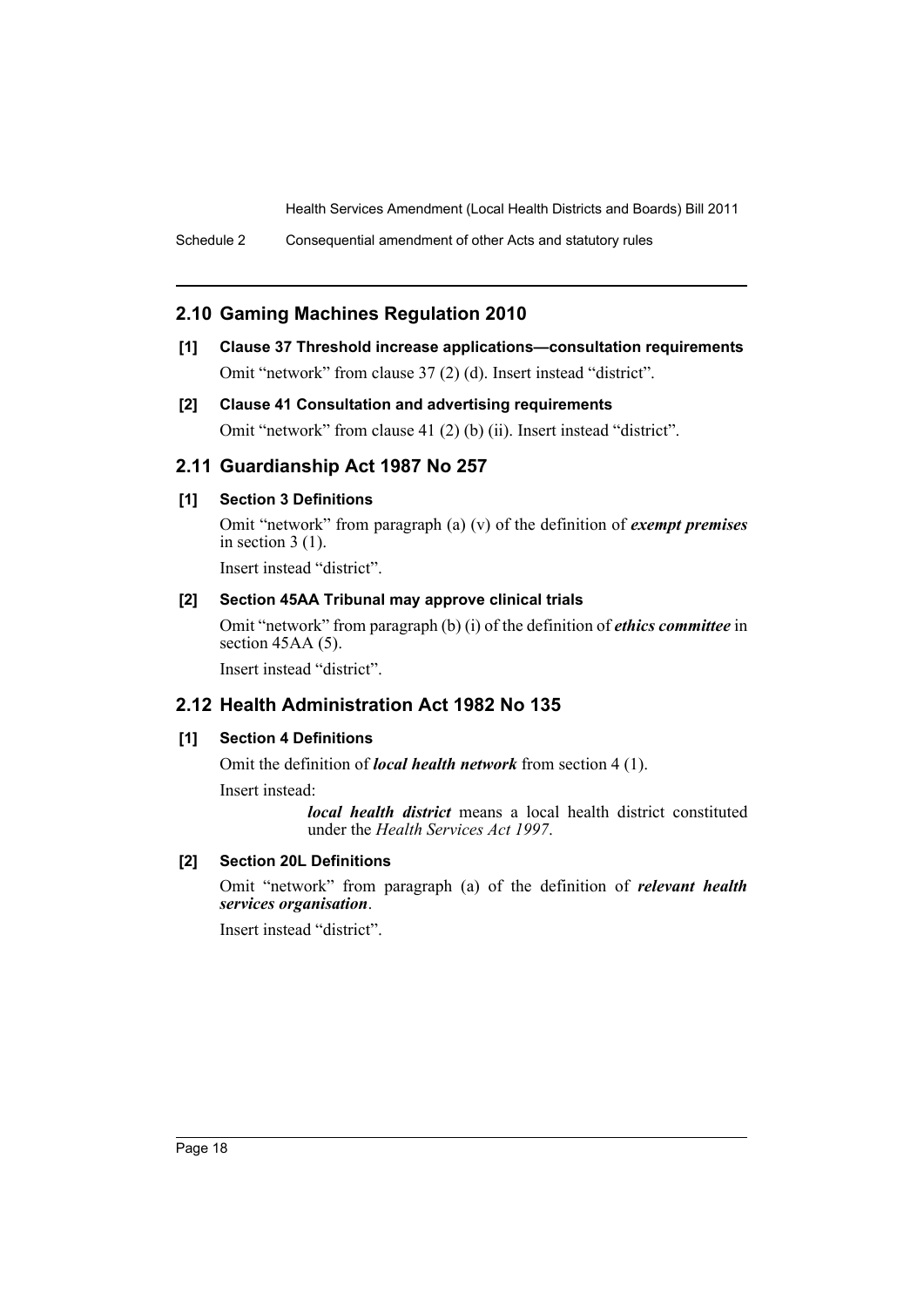## 2.10 Gaming Machines Regulation 2010

**[1] Clause 37 Threshold increase applications—consultation requirements**

Omit "network" from clause 37 (2) (d). Insert instead "district".

**[2] Clause 41 Consultation and advertising requirements**

Omit "network" from clause 41 (2) (b) (ii). Insert instead "district".

## 2.11 Guardianship Act 1987 No 257

**[1] Section 3 Definitions**

Omit "network" from paragraph (a) (v) of the definition of ***exempt premises*** in section 3 (1).

Insert instead "district".

**[2] Section 45AA Tribunal may approve clinical trials**

Omit "network" from paragraph (b) (i) of the definition of ***ethics committee*** in section 45AA (5).

Insert instead "district".

## 2.12 Health Administration Act 1982 No 135

**[1] Section 4 Definitions**

Omit the definition of ***local health network*** from section 4 (1).

Insert instead:

> ***local health district*** means a local health district constituted under the *Health Services Act 1997*.

**[2] Section 20L Definitions**

Omit "network" from paragraph (a) of the definition of ***relevant health services organisation***.

Insert instead "district".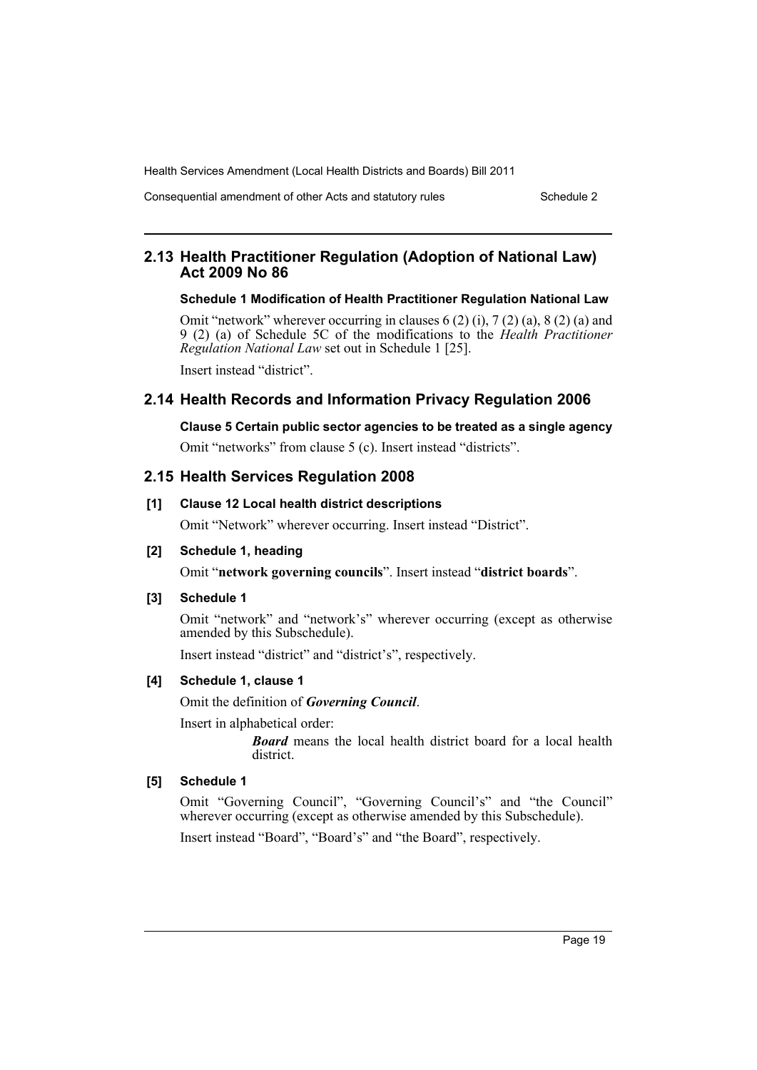## 2.13 Health Practitioner Regulation (Adoption of National Law) Act 2009 No 86

**Schedule 1 Modification of Health Practitioner Regulation National Law**

Omit "network" wherever occurring in clauses 6 (2) (i), 7 (2) (a), 8 (2) (a) and 9 (2) (a) of Schedule 5C of the modifications to the *Health Practitioner Regulation National Law* set out in Schedule 1 [25].

Insert instead "district".

## 2.14 Health Records and Information Privacy Regulation 2006

**Clause 5 Certain public sector agencies to be treated as a single agency**

Omit "networks" from clause 5 (c). Insert instead "districts".

## 2.15 Health Services Regulation 2008

**[1] Clause 12 Local health district descriptions**

Omit "Network" wherever occurring. Insert instead "District".

**[2] Schedule 1, heading**

Omit "**network governing councils**". Insert instead "**district boards**".

**[3] Schedule 1**

Omit "network" and "network's" wherever occurring (except as otherwise amended by this Subschedule).

Insert instead "district" and "district's", respectively.

**[4] Schedule 1, clause 1**

Omit the definition of ***Governing Council***.

Insert in alphabetical order:

> ***Board*** means the local health district board for a local health district.

**[5] Schedule 1**

Omit "Governing Council", "Governing Council's" and "the Council" wherever occurring (except as otherwise amended by this Subschedule).

Insert instead "Board", "Board's" and "the Board", respectively.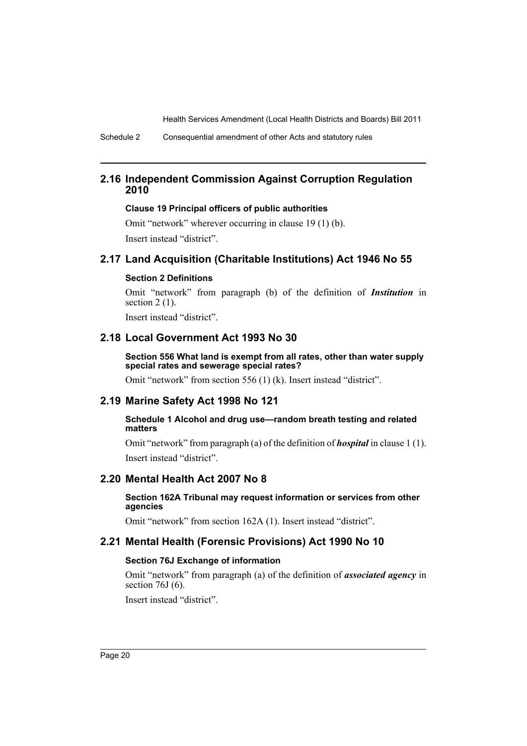## 2.16 Independent Commission Against Corruption Regulation 2010

### Clause 19 Principal officers of public authorities

Omit "network" wherever occurring in clause 19 (1) (b).

Insert instead "district".

## 2.17 Land Acquisition (Charitable Institutions) Act 1946 No 55

### Section 2 Definitions

Omit "network" from paragraph (b) of the definition of ***Institution*** in section 2 (1).

Insert instead "district".

## 2.18 Local Government Act 1993 No 30

### Section 556 What land is exempt from all rates, other than water supply special rates and sewerage special rates?

Omit "network" from section 556 (1) (k). Insert instead "district".

## 2.19 Marine Safety Act 1998 No 121

### Schedule 1 Alcohol and drug use—random breath testing and related matters

Omit "network" from paragraph (a) of the definition of ***hospital*** in clause 1 (1).

Insert instead "district".

## 2.20 Mental Health Act 2007 No 8

### Section 162A Tribunal may request information or services from other agencies

Omit "network" from section 162A (1). Insert instead "district".

## 2.21 Mental Health (Forensic Provisions) Act 1990 No 10

### Section 76J Exchange of information

Omit "network" from paragraph (a) of the definition of ***associated agency*** in section 76J (6).

Insert instead "district".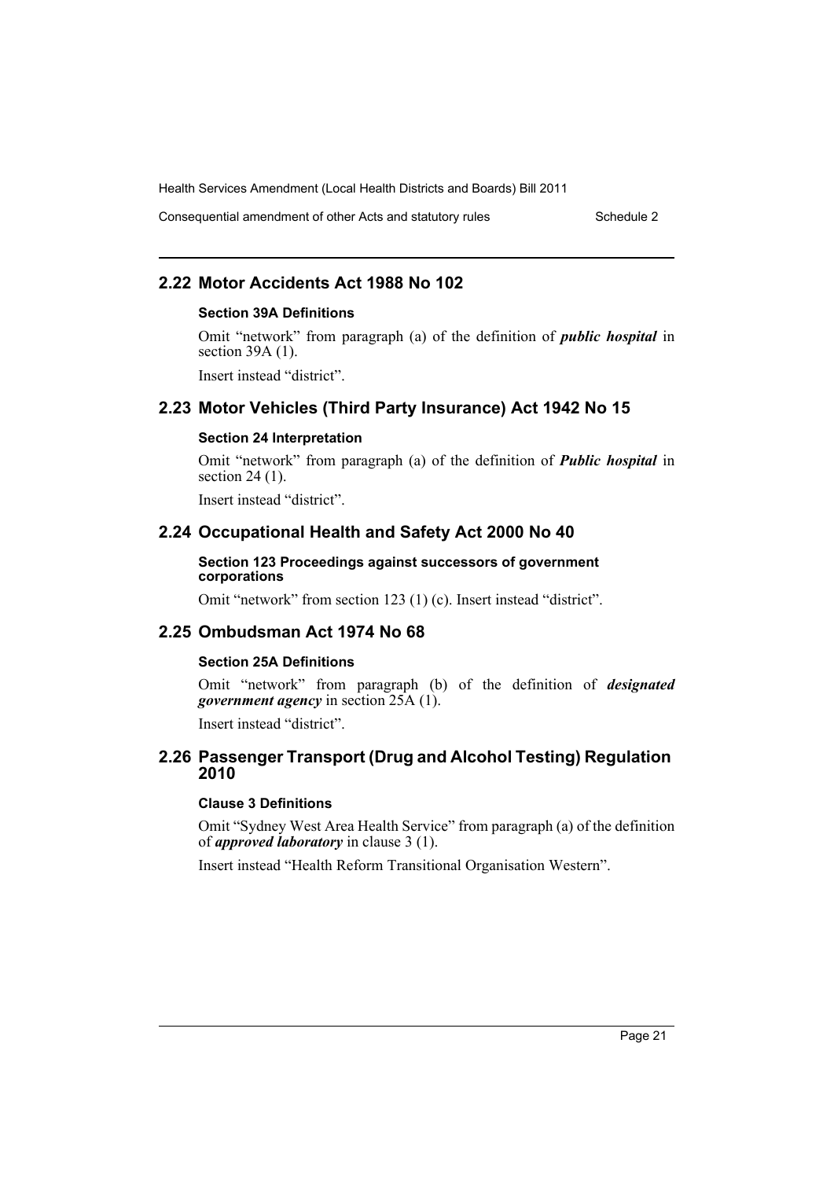## 2.22 Motor Accidents Act 1988 No 102

### Section 39A Definitions

Omit “network” from paragraph (a) of the definition of ***public hospital*** in section 39A (1).

Insert instead “district”.

## 2.23 Motor Vehicles (Third Party Insurance) Act 1942 No 15

### Section 24 Interpretation

Omit “network” from paragraph (a) of the definition of ***Public hospital*** in section 24 (1).

Insert instead “district”.

## 2.24 Occupational Health and Safety Act 2000 No 40

### Section 123 Proceedings against successors of government corporations

Omit “network” from section 123 (1) (c). Insert instead “district”.

## 2.25 Ombudsman Act 1974 No 68

### Section 25A Definitions

Omit “network” from paragraph (b) of the definition of ***designated government agency*** in section 25A (1).

Insert instead “district”.

## 2.26 Passenger Transport (Drug and Alcohol Testing) Regulation 2010

### Clause 3 Definitions

Omit “Sydney West Area Health Service” from paragraph (a) of the definition of ***approved laboratory*** in clause 3 (1).

Insert instead “Health Reform Transitional Organisation Western”.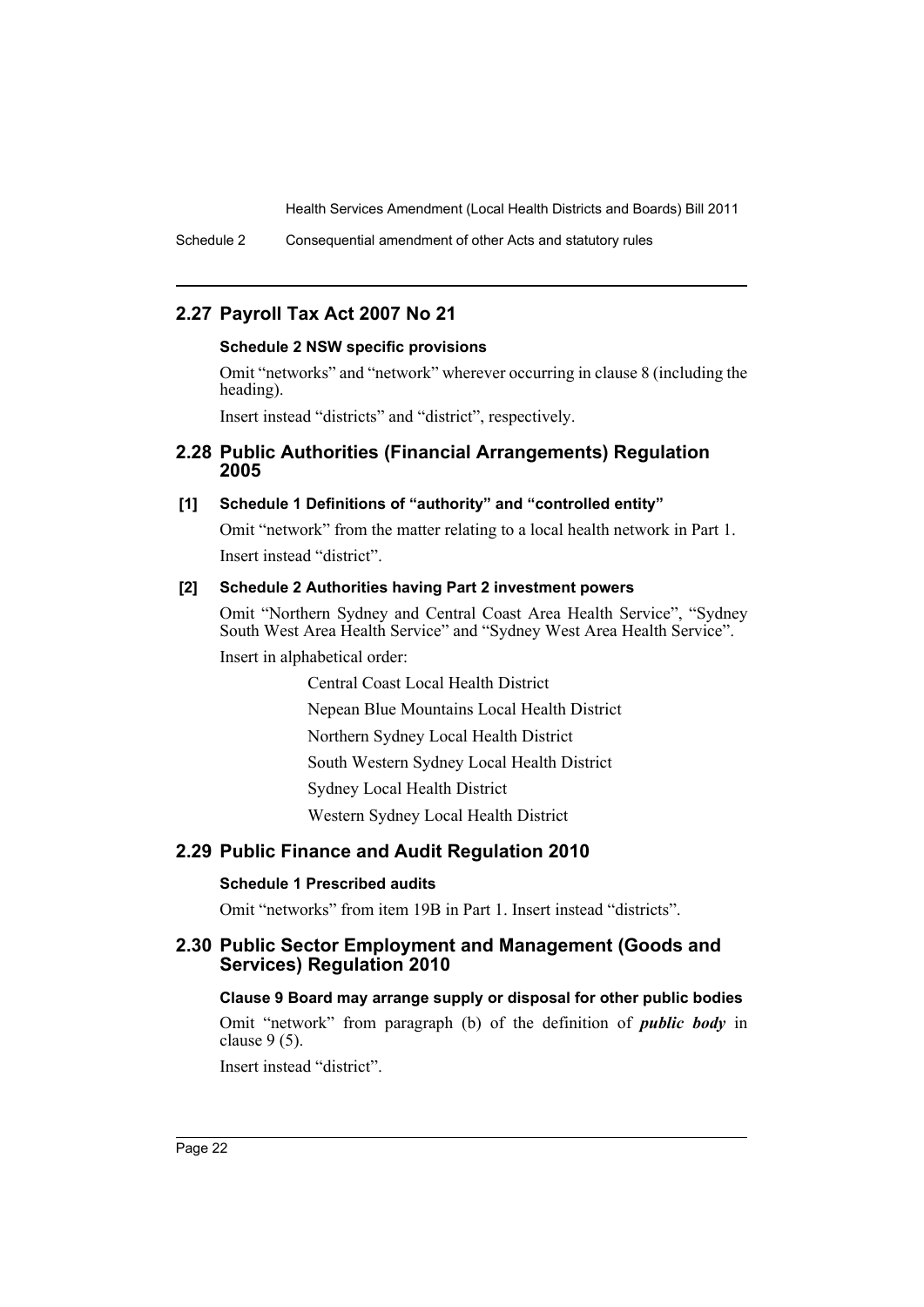## 2.27 Payroll Tax Act 2007 No 21

**Schedule 2 NSW specific provisions**

Omit "networks" and "network" wherever occurring in clause 8 (including the heading).

Insert instead "districts" and "district", respectively.

## 2.28 Public Authorities (Financial Arrangements) Regulation 2005

**[1] Schedule 1 Definitions of "authority" and "controlled entity"**

Omit "network" from the matter relating to a local health network in Part 1.

Insert instead "district".

**[2] Schedule 2 Authorities having Part 2 investment powers**

Omit "Northern Sydney and Central Coast Area Health Service", "Sydney South West Area Health Service" and "Sydney West Area Health Service".

Insert in alphabetical order:

Central Coast Local Health District

Nepean Blue Mountains Local Health District

Northern Sydney Local Health District

South Western Sydney Local Health District

Sydney Local Health District

Western Sydney Local Health District

## 2.29 Public Finance and Audit Regulation 2010

**Schedule 1 Prescribed audits**

Omit "networks" from item 19B in Part 1. Insert instead "districts".

## 2.30 Public Sector Employment and Management (Goods and Services) Regulation 2010

**Clause 9 Board may arrange supply or disposal for other public bodies**

Omit "network" from paragraph (b) of the definition of ***public body*** in clause 9 (5).

Insert instead "district".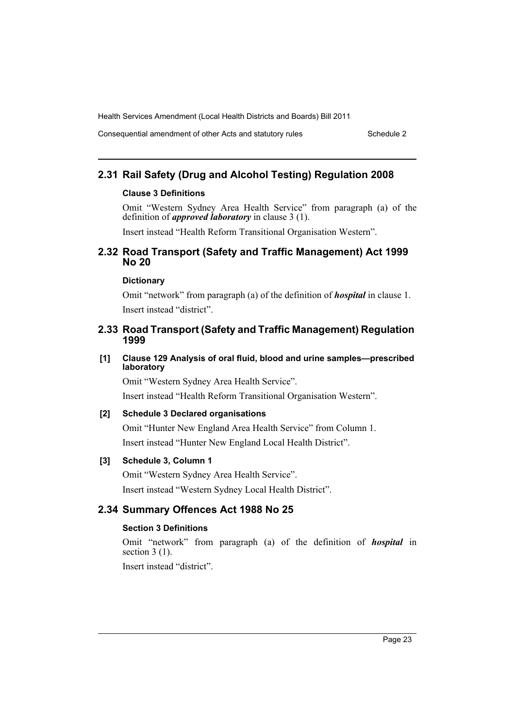## 2.31 Rail Safety (Drug and Alcohol Testing) Regulation 2008

### Clause 3 Definitions

Omit "Western Sydney Area Health Service" from paragraph (a) of the definition of ***approved laboratory*** in clause 3 (1).

Insert instead "Health Reform Transitional Organisation Western".

## 2.32 Road Transport (Safety and Traffic Management) Act 1999 No 20

### Dictionary

Omit "network" from paragraph (a) of the definition of ***hospital*** in clause 1.

Insert instead "district".

## 2.33 Road Transport (Safety and Traffic Management) Regulation 1999

### [1] Clause 129 Analysis of oral fluid, blood and urine samples—prescribed laboratory

Omit "Western Sydney Area Health Service".

Insert instead "Health Reform Transitional Organisation Western".

### [2] Schedule 3 Declared organisations

Omit "Hunter New England Area Health Service" from Column 1.

Insert instead "Hunter New England Local Health District".

### [3] Schedule 3, Column 1

Omit "Western Sydney Area Health Service".

Insert instead "Western Sydney Local Health District".

## 2.34 Summary Offences Act 1988 No 25

### Section 3 Definitions

Omit "network" from paragraph (a) of the definition of ***hospital*** in section 3 (1).

Insert instead "district".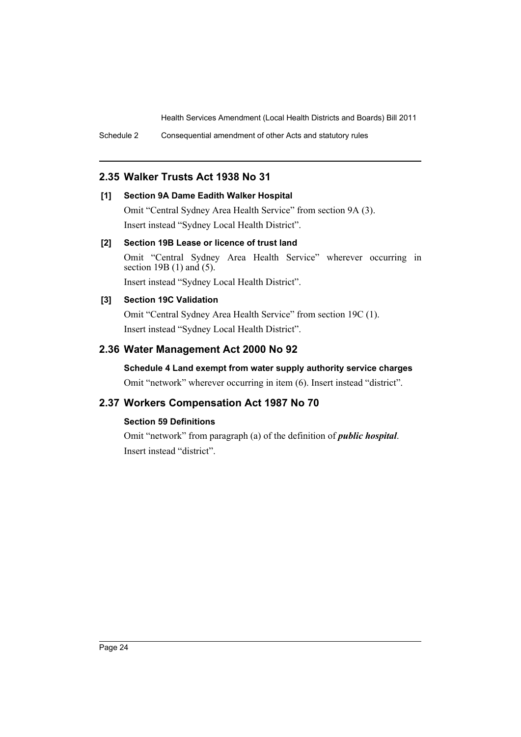## 2.35 Walker Trusts Act 1938 No 31

**[1] Section 9A Dame Eadith Walker Hospital**

Omit "Central Sydney Area Health Service" from section 9A (3).

Insert instead "Sydney Local Health District".

**[2] Section 19B Lease or licence of trust land**

Omit "Central Sydney Area Health Service" wherever occurring in section 19B (1) and (5).

Insert instead "Sydney Local Health District".

**[3] Section 19C Validation**

Omit "Central Sydney Area Health Service" from section 19C (1).

Insert instead "Sydney Local Health District".

## 2.36 Water Management Act 2000 No 92

**Schedule 4 Land exempt from water supply authority service charges**

Omit "network" wherever occurring in item (6). Insert instead "district".

## 2.37 Workers Compensation Act 1987 No 70

**Section 59 Definitions**

Omit "network" from paragraph (a) of the definition of ***public hospital***.

Insert instead "district".